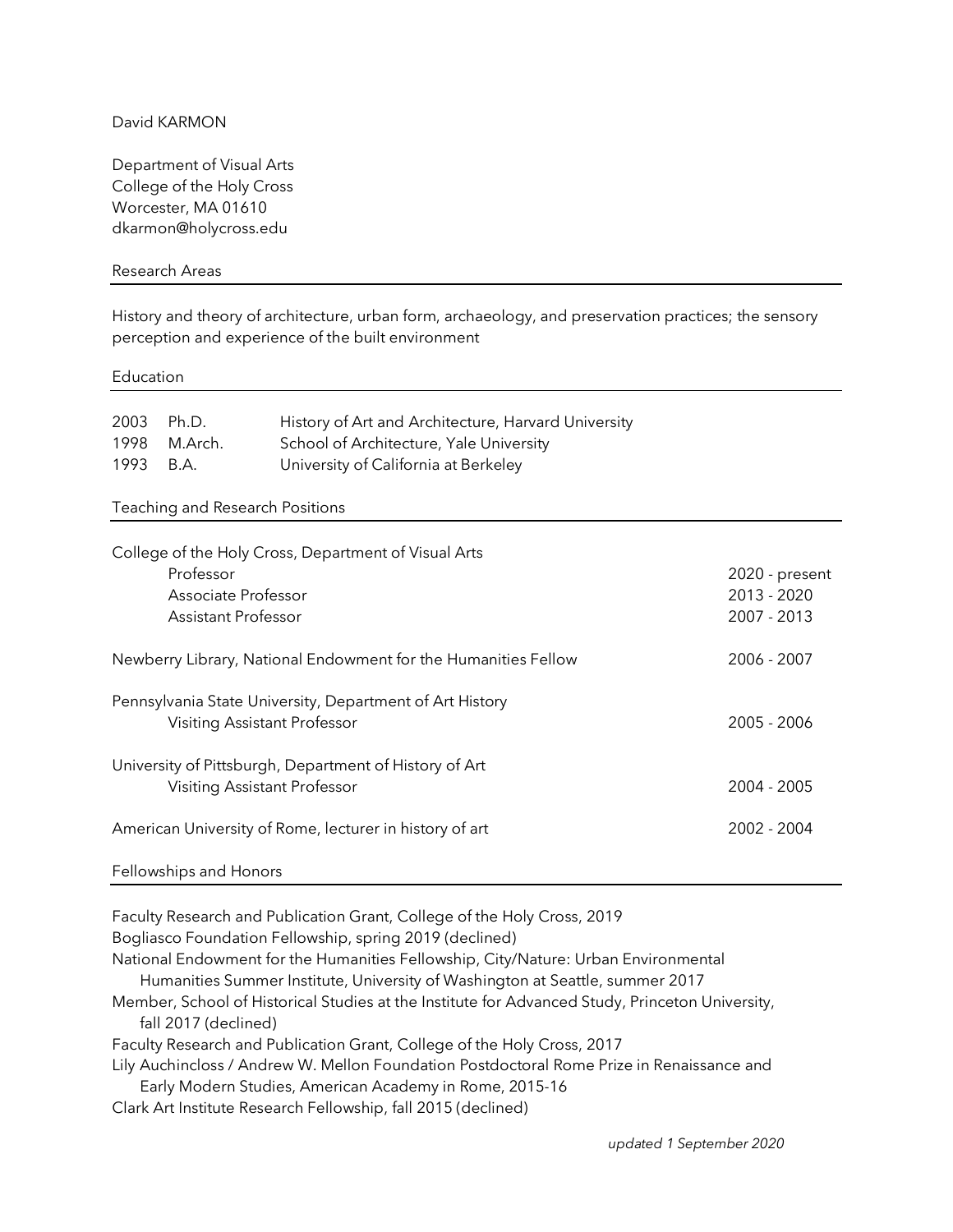David KARMON

Department of Visual Arts
College of the Holy Cross
Worcester, MA 01610
dkarmon@holycross.edu

## Research Areas

History and theory of architecture, urban form, archaeology, and preservation practices; the sensory perception and experience of the built environment

## Education

| | | |
|---|---|---|
| 2003 | Ph.D. | History of Art and Architecture, Harvard University |
| 1998 | M.Arch. | School of Architecture, Yale University |
| 1993 | B.A. | University of California at Berkeley |

## Teaching and Research Positions

College of the Holy Cross, Department of Visual Arts

| | |
|---|---|
| Professor | 2020 - present |
| Associate Professor | 2013 - 2020 |
| Assistant Professor | 2007 - 2013 |

Newberry Library, National Endowment for the Humanities Fellow — 2006 - 2007

Pennsylvania State University, Department of Art History
Visiting Assistant Professor — 2005 - 2006

University of Pittsburgh, Department of History of Art
Visiting Assistant Professor — 2004 - 2005

American University of Rome, lecturer in history of art — 2002 - 2004

## Fellowships and Honors

Faculty Research and Publication Grant, College of the Holy Cross, 2019
Bogliasco Foundation Fellowship, spring 2019 (declined)
National Endowment for the Humanities Fellowship, City/Nature: Urban Environmental Humanities Summer Institute, University of Washington at Seattle, summer 2017
Member, School of Historical Studies at the Institute for Advanced Study, Princeton University, fall 2017 (declined)
Faculty Research and Publication Grant, College of the Holy Cross, 2017
Lily Auchincloss / Andrew W. Mellon Foundation Postdoctoral Rome Prize in Renaissance and Early Modern Studies, American Academy in Rome, 2015-16
Clark Art Institute Research Fellowship, fall 2015 (declined)

*updated 1 September 2020*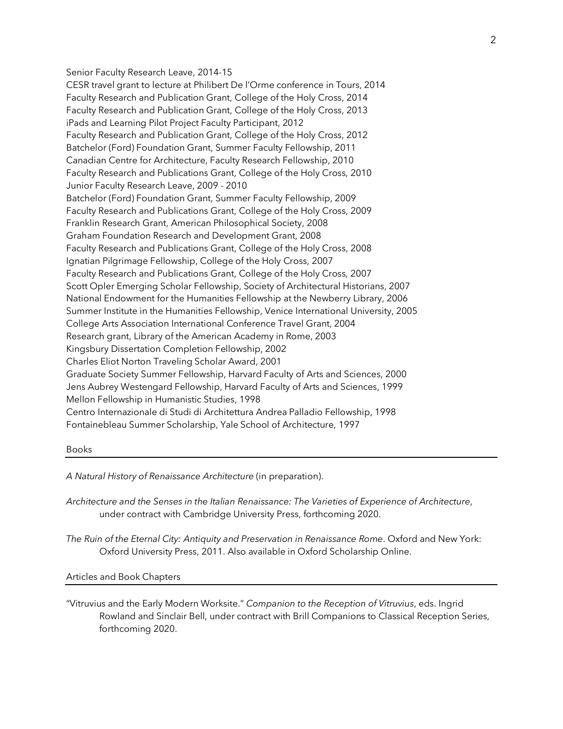Senior Faculty Research Leave, 2014-15
CESR travel grant to lecture at Philibert De l'Orme conference in Tours, 2014
Faculty Research and Publication Grant, College of the Holy Cross, 2014
Faculty Research and Publication Grant, College of the Holy Cross, 2013
iPads and Learning Pilot Project Faculty Participant, 2012
Faculty Research and Publication Grant, College of the Holy Cross, 2012
Batchelor (Ford) Foundation Grant, Summer Faculty Fellowship, 2011
Canadian Centre for Architecture, Faculty Research Fellowship, 2010
Faculty Research and Publications Grant, College of the Holy Cross, 2010
Junior Faculty Research Leave, 2009 - 2010
Batchelor (Ford) Foundation Grant, Summer Faculty Fellowship, 2009
Faculty Research and Publications Grant, College of the Holy Cross, 2009
Franklin Research Grant, American Philosophical Society, 2008
Graham Foundation Research and Development Grant, 2008
Faculty Research and Publications Grant, College of the Holy Cross, 2008
Ignatian Pilgrimage Fellowship, College of the Holy Cross, 2007
Faculty Research and Publications Grant, College of the Holy Cross, 2007
Scott Opler Emerging Scholar Fellowship, Society of Architectural Historians, 2007
National Endowment for the Humanities Fellowship at the Newberry Library, 2006
Summer Institute in the Humanities Fellowship, Venice International University, 2005
College Arts Association International Conference Travel Grant, 2004
Research grant, Library of the American Academy in Rome, 2003
Kingsbury Dissertation Completion Fellowship, 2002
Charles Eliot Norton Traveling Scholar Award, 2001
Graduate Society Summer Fellowship, Harvard Faculty of Arts and Sciences, 2000
Jens Aubrey Westengard Fellowship, Harvard Faculty of Arts and Sciences, 1999
Mellon Fellowship in Humanistic Studies, 1998
Centro Internazionale di Studi di Architettura Andrea Palladio Fellowship, 1998
Fontainebleau Summer Scholarship, Yale School of Architecture, 1997

## Books

*A Natural History of Renaissance Architecture* (in preparation).

*Architecture and the Senses in the Italian Renaissance: The Varieties of Experience of Architecture*, under contract with Cambridge University Press, forthcoming 2020.

*The Ruin of the Eternal City: Antiquity and Preservation in Renaissance Rome*. Oxford and New York: Oxford University Press, 2011. Also available in Oxford Scholarship Online.

## Articles and Book Chapters

"Vitruvius and the Early Modern Worksite." *Companion to the Reception of Vitruvius*, eds. Ingrid Rowland and Sinclair Bell, under contract with Brill Companions to Classical Reception Series, forthcoming 2020.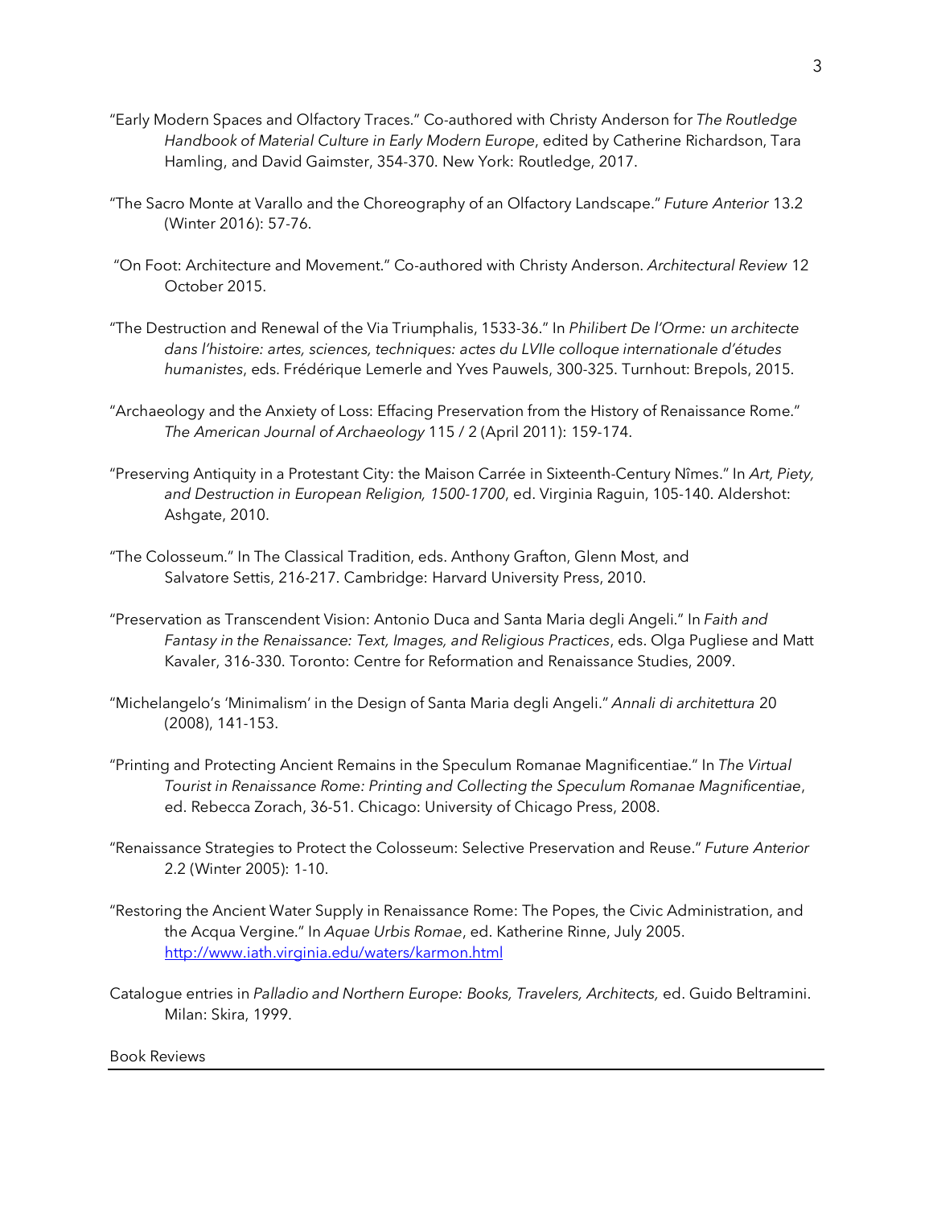"Early Modern Spaces and Olfactory Traces." Co-authored with Christy Anderson for *The Routledge Handbook of Material Culture in Early Modern Europe*, edited by Catherine Richardson, Tara Hamling, and David Gaimster, 354-370. New York: Routledge, 2017.

"The Sacro Monte at Varallo and the Choreography of an Olfactory Landscape." *Future Anterior* 13.2 (Winter 2016): 57-76.

"On Foot: Architecture and Movement." Co-authored with Christy Anderson. *Architectural Review* 12 October 2015.

"The Destruction and Renewal of the Via Triumphalis, 1533-36." In *Philibert De l'Orme: un architecte dans l'histoire: artes, sciences, techniques: actes du LVIIe colloque internationale d'études humanistes*, eds. Frédérique Lemerle and Yves Pauwels, 300-325. Turnhout: Brepols, 2015.

"Archaeology and the Anxiety of Loss: Effacing Preservation from the History of Renaissance Rome." *The American Journal of Archaeology* 115 / 2 (April 2011): 159-174.

"Preserving Antiquity in a Protestant City: the Maison Carrée in Sixteenth-Century Nîmes." In *Art, Piety, and Destruction in European Religion, 1500-1700*, ed. Virginia Raguin, 105-140. Aldershot: Ashgate, 2010.

"The Colosseum." In The Classical Tradition, eds. Anthony Grafton, Glenn Most, and Salvatore Settis, 216-217. Cambridge: Harvard University Press, 2010.

"Preservation as Transcendent Vision: Antonio Duca and Santa Maria degli Angeli." In *Faith and Fantasy in the Renaissance: Text, Images, and Religious Practices*, eds. Olga Pugliese and Matt Kavaler, 316-330. Toronto: Centre for Reformation and Renaissance Studies, 2009.

"Michelangelo's 'Minimalism' in the Design of Santa Maria degli Angeli." *Annali di architettura* 20 (2008), 141-153.

"Printing and Protecting Ancient Remains in the Speculum Romanae Magnificentiae." In *The Virtual Tourist in Renaissance Rome: Printing and Collecting the Speculum Romanae Magnificentiae*, ed. Rebecca Zorach, 36-51. Chicago: University of Chicago Press, 2008.

"Renaissance Strategies to Protect the Colosseum: Selective Preservation and Reuse." *Future Anterior* 2.2 (Winter 2005): 1-10.

"Restoring the Ancient Water Supply in Renaissance Rome: The Popes, the Civic Administration, and the Acqua Vergine." In *Aquae Urbis Romae*, ed. Katherine Rinne, July 2005. http://www.iath.virginia.edu/waters/karmon.html

Catalogue entries in *Palladio and Northern Europe: Books, Travelers, Architects,* ed. Guido Beltramini. Milan: Skira, 1999.

## Book Reviews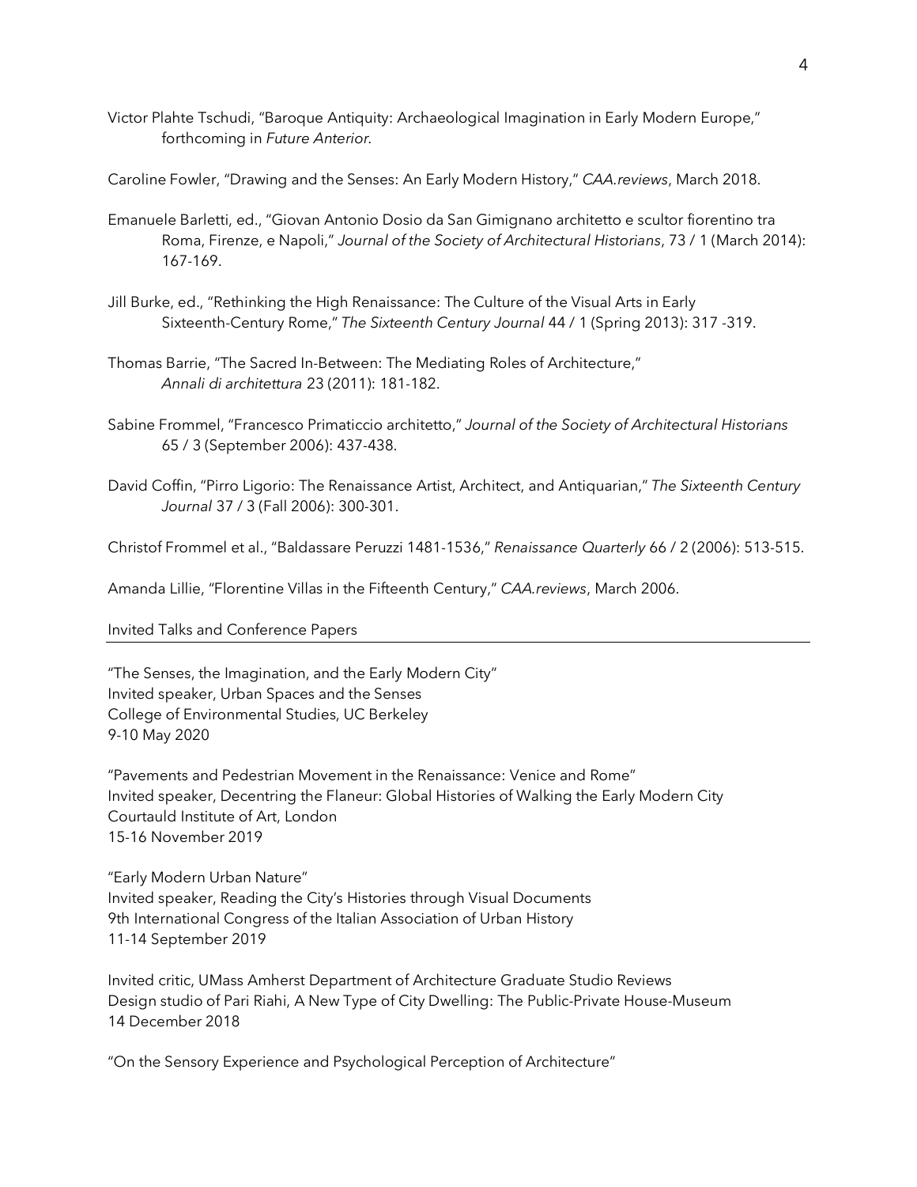Victor Plahte Tschudi, "Baroque Antiquity: Archaeological Imagination in Early Modern Europe," forthcoming in *Future Anterior*.

Caroline Fowler, "Drawing and the Senses: An Early Modern History," *CAA.reviews*, March 2018.

Emanuele Barletti, ed., "Giovan Antonio Dosio da San Gimignano architetto e scultor fiorentino tra Roma, Firenze, e Napoli," *Journal of the Society of Architectural Historians*, 73 / 1 (March 2014): 167-169.

Jill Burke, ed., "Rethinking the High Renaissance: The Culture of the Visual Arts in Early Sixteenth-Century Rome," *The Sixteenth Century Journal* 44 / 1 (Spring 2013): 317 -319.

Thomas Barrie, "The Sacred In-Between: The Mediating Roles of Architecture," *Annali di architettura* 23 (2011): 181-182.

Sabine Frommel, "Francesco Primaticcio architetto," *Journal of the Society of Architectural Historians* 65 / 3 (September 2006): 437-438.

David Coffin, "Pirro Ligorio: The Renaissance Artist, Architect, and Antiquarian," *The Sixteenth Century Journal* 37 / 3 (Fall 2006): 300-301.

Christof Frommel et al., "Baldassare Peruzzi 1481-1536," *Renaissance Quarterly* 66 / 2 (2006): 513-515.

Amanda Lillie, "Florentine Villas in the Fifteenth Century," *CAA.reviews*, March 2006.

## Invited Talks and Conference Papers

"The Senses, the Imagination, and the Early Modern City"
Invited speaker, Urban Spaces and the Senses
College of Environmental Studies, UC Berkeley
9-10 May 2020

"Pavements and Pedestrian Movement in the Renaissance: Venice and Rome"
Invited speaker, Decentring the Flaneur: Global Histories of Walking the Early Modern City
Courtauld Institute of Art, London
15-16 November 2019

"Early Modern Urban Nature"
Invited speaker, Reading the City's Histories through Visual Documents
9th International Congress of the Italian Association of Urban History
11-14 September 2019

Invited critic, UMass Amherst Department of Architecture Graduate Studio Reviews
Design studio of Pari Riahi, A New Type of City Dwelling: The Public-Private House-Museum
14 December 2018

"On the Sensory Experience and Psychological Perception of Architecture"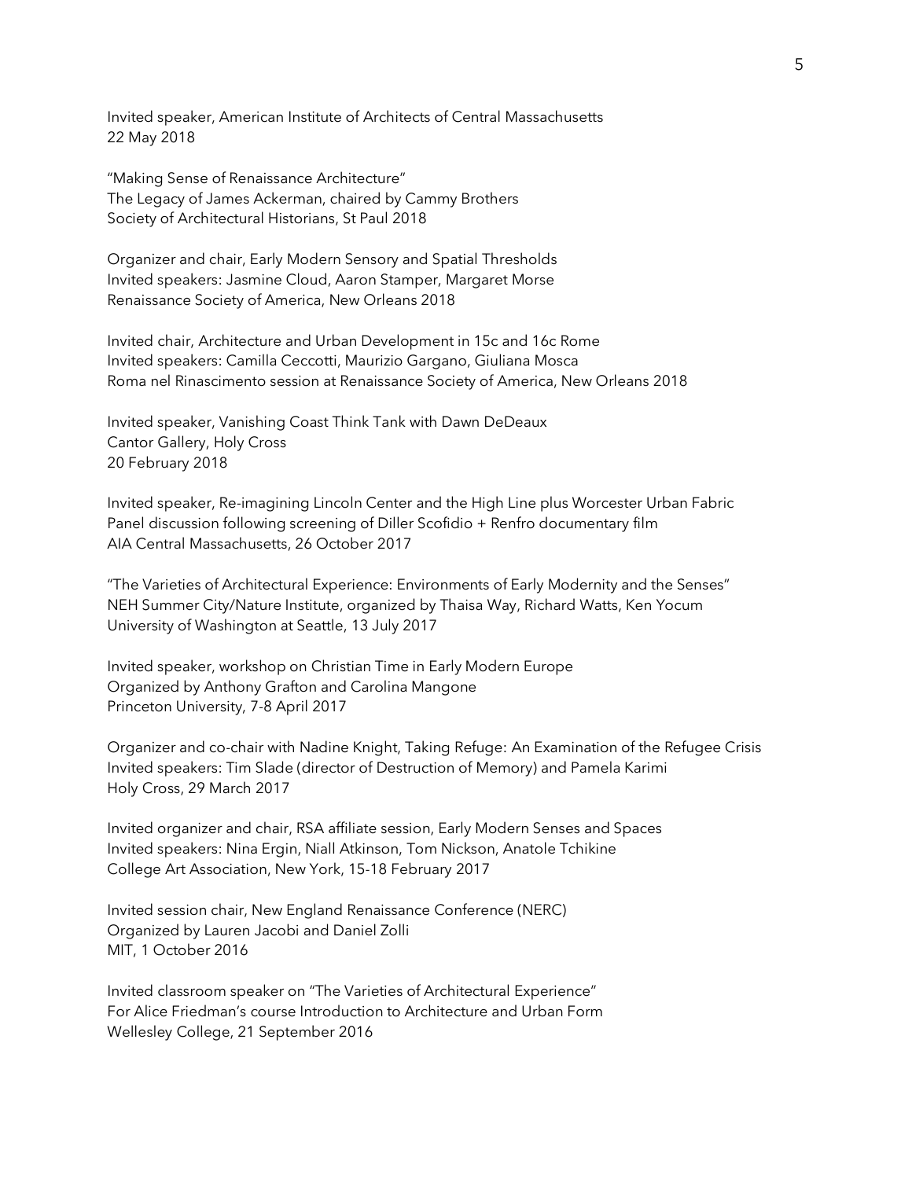Invited speaker, American Institute of Architects of Central Massachusetts
22 May 2018

"Making Sense of Renaissance Architecture"
The Legacy of James Ackerman, chaired by Cammy Brothers
Society of Architectural Historians, St Paul 2018

Organizer and chair, Early Modern Sensory and Spatial Thresholds
Invited speakers: Jasmine Cloud, Aaron Stamper, Margaret Morse
Renaissance Society of America, New Orleans 2018

Invited chair, Architecture and Urban Development in 15c and 16c Rome
Invited speakers: Camilla Ceccotti, Maurizio Gargano, Giuliana Mosca
Roma nel Rinascimento session at Renaissance Society of America, New Orleans 2018

Invited speaker, Vanishing Coast Think Tank with Dawn DeDeaux
Cantor Gallery, Holy Cross
20 February 2018

Invited speaker, Re-imagining Lincoln Center and the High Line plus Worcester Urban Fabric
Panel discussion following screening of Diller Scofidio + Renfro documentary film
AIA Central Massachusetts, 26 October 2017

"The Varieties of Architectural Experience: Environments of Early Modernity and the Senses"
NEH Summer City/Nature Institute, organized by Thaisa Way, Richard Watts, Ken Yocum
University of Washington at Seattle, 13 July 2017

Invited speaker, workshop on Christian Time in Early Modern Europe
Organized by Anthony Grafton and Carolina Mangone
Princeton University, 7-8 April 2017

Organizer and co-chair with Nadine Knight, Taking Refuge: An Examination of the Refugee Crisis
Invited speakers: Tim Slade (director of Destruction of Memory) and Pamela Karimi
Holy Cross, 29 March 2017

Invited organizer and chair, RSA affiliate session, Early Modern Senses and Spaces
Invited speakers: Nina Ergin, Niall Atkinson, Tom Nickson, Anatole Tchikine
College Art Association, New York, 15-18 February 2017

Invited session chair, New England Renaissance Conference (NERC)
Organized by Lauren Jacobi and Daniel Zolli
MIT, 1 October 2016

Invited classroom speaker on "The Varieties of Architectural Experience"
For Alice Friedman's course Introduction to Architecture and Urban Form
Wellesley College, 21 September 2016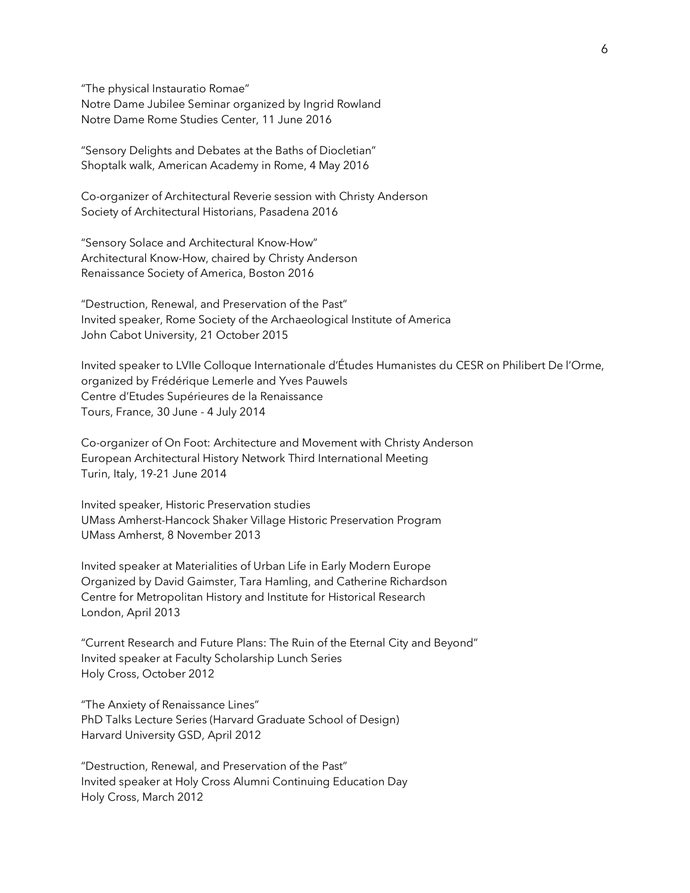"The physical Instauratio Romae"
Notre Dame Jubilee Seminar organized by Ingrid Rowland
Notre Dame Rome Studies Center, 11 June 2016

"Sensory Delights and Debates at the Baths of Diocletian"
Shoptalk walk, American Academy in Rome, 4 May 2016

Co-organizer of Architectural Reverie session with Christy Anderson
Society of Architectural Historians, Pasadena 2016

"Sensory Solace and Architectural Know-How"
Architectural Know-How, chaired by Christy Anderson
Renaissance Society of America, Boston 2016

"Destruction, Renewal, and Preservation of the Past"
Invited speaker, Rome Society of the Archaeological Institute of America
John Cabot University, 21 October 2015

Invited speaker to LVIIe Colloque Internationale d'Études Humanistes du CESR on Philibert De l'Orme, organized by Frédérique Lemerle and Yves Pauwels
Centre d'Etudes Supérieures de la Renaissance
Tours, France, 30 June - 4 July 2014

Co-organizer of On Foot: Architecture and Movement with Christy Anderson
European Architectural History Network Third International Meeting
Turin, Italy, 19-21 June 2014

Invited speaker, Historic Preservation studies
UMass Amherst-Hancock Shaker Village Historic Preservation Program
UMass Amherst, 8 November 2013

Invited speaker at Materialities of Urban Life in Early Modern Europe
Organized by David Gaimster, Tara Hamling, and Catherine Richardson
Centre for Metropolitan History and Institute for Historical Research
London, April 2013

"Current Research and Future Plans: The Ruin of the Eternal City and Beyond"
Invited speaker at Faculty Scholarship Lunch Series
Holy Cross, October 2012

"The Anxiety of Renaissance Lines"
PhD Talks Lecture Series (Harvard Graduate School of Design)
Harvard University GSD, April 2012

"Destruction, Renewal, and Preservation of the Past"
Invited speaker at Holy Cross Alumni Continuing Education Day
Holy Cross, March 2012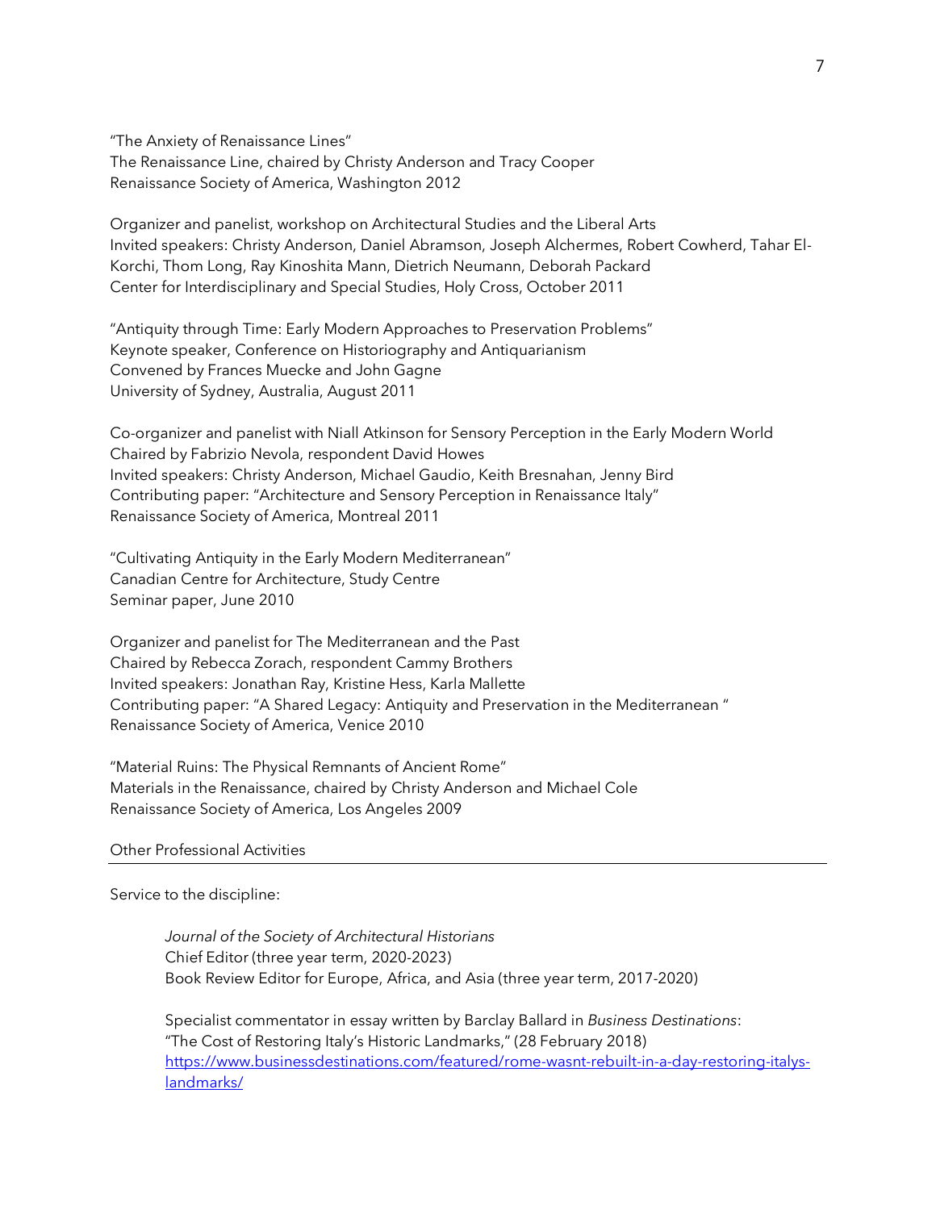"The Anxiety of Renaissance Lines"
The Renaissance Line, chaired by Christy Anderson and Tracy Cooper
Renaissance Society of America, Washington 2012

Organizer and panelist, workshop on Architectural Studies and the Liberal Arts
Invited speakers: Christy Anderson, Daniel Abramson, Joseph Alchermes, Robert Cowherd, Tahar El-Korchi, Thom Long, Ray Kinoshita Mann, Dietrich Neumann, Deborah Packard
Center for Interdisciplinary and Special Studies, Holy Cross, October 2011

"Antiquity through Time: Early Modern Approaches to Preservation Problems"
Keynote speaker, Conference on Historiography and Antiquarianism
Convened by Frances Muecke and John Gagne
University of Sydney, Australia, August 2011

Co-organizer and panelist with Niall Atkinson for Sensory Perception in the Early Modern World
Chaired by Fabrizio Nevola, respondent David Howes
Invited speakers: Christy Anderson, Michael Gaudio, Keith Bresnahan, Jenny Bird
Contributing paper: "Architecture and Sensory Perception in Renaissance Italy"
Renaissance Society of America, Montreal 2011

"Cultivating Antiquity in the Early Modern Mediterranean"
Canadian Centre for Architecture, Study Centre
Seminar paper, June 2010

Organizer and panelist for The Mediterranean and the Past
Chaired by Rebecca Zorach, respondent Cammy Brothers
Invited speakers: Jonathan Ray, Kristine Hess, Karla Mallette
Contributing paper: "A Shared Legacy: Antiquity and Preservation in the Mediterranean "
Renaissance Society of America, Venice 2010

"Material Ruins: The Physical Remnants of Ancient Rome"
Materials in the Renaissance, chaired by Christy Anderson and Michael Cole
Renaissance Society of America, Los Angeles 2009

## Other Professional Activities

Service to the discipline:

> *Journal of the Society of Architectural Historians*
> Chief Editor (three year term, 2020-2023)
> Book Review Editor for Europe, Africa, and Asia (three year term, 2017-2020)
>
> Specialist commentator in essay written by Barclay Ballard in *Business Destinations*:
> "The Cost of Restoring Italy's Historic Landmarks," (28 February 2018)
> https://www.businessdestinations.com/featured/rome-wasnt-rebuilt-in-a-day-restoring-italys-landmarks/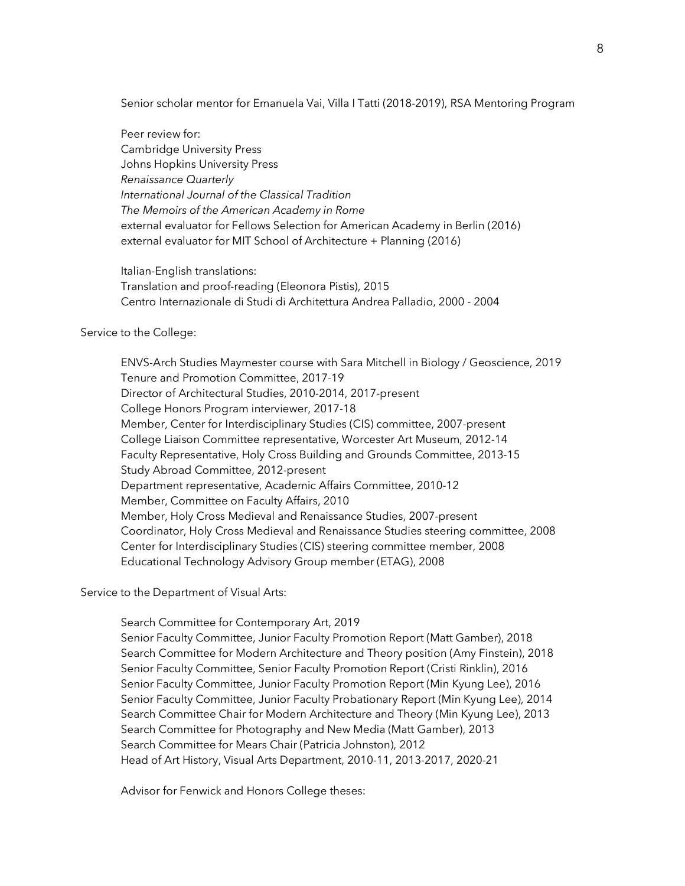Senior scholar mentor for Emanuela Vai, Villa I Tatti (2018-2019), RSA Mentoring Program

Peer review for:
Cambridge University Press
Johns Hopkins University Press
*Renaissance Quarterly*
*International Journal of the Classical Tradition*
*The Memoirs of the American Academy in Rome*
external evaluator for Fellows Selection for American Academy in Berlin (2016)
external evaluator for MIT School of Architecture + Planning (2016)

Italian-English translations:
Translation and proof-reading (Eleonora Pistis), 2015
Centro Internazionale di Studi di Architettura Andrea Palladio, 2000 - 2004

Service to the College:

ENVS-Arch Studies Maymester course with Sara Mitchell in Biology / Geoscience, 2019
Tenure and Promotion Committee, 2017-19
Director of Architectural Studies, 2010-2014, 2017-present
College Honors Program interviewer, 2017-18
Member, Center for Interdisciplinary Studies (CIS) committee, 2007-present
College Liaison Committee representative, Worcester Art Museum, 2012-14
Faculty Representative, Holy Cross Building and Grounds Committee, 2013-15
Study Abroad Committee, 2012-present
Department representative, Academic Affairs Committee, 2010-12
Member, Committee on Faculty Affairs, 2010
Member, Holy Cross Medieval and Renaissance Studies, 2007-present
Coordinator, Holy Cross Medieval and Renaissance Studies steering committee, 2008
Center for Interdisciplinary Studies (CIS) steering committee member, 2008
Educational Technology Advisory Group member (ETAG), 2008

Service to the Department of Visual Arts:

Search Committee for Contemporary Art, 2019
Senior Faculty Committee, Junior Faculty Promotion Report (Matt Gamber), 2018
Search Committee for Modern Architecture and Theory position (Amy Finstein), 2018
Senior Faculty Committee, Senior Faculty Promotion Report (Cristi Rinklin), 2016
Senior Faculty Committee, Junior Faculty Promotion Report (Min Kyung Lee), 2016
Senior Faculty Committee, Junior Faculty Probationary Report (Min Kyung Lee), 2014
Search Committee Chair for Modern Architecture and Theory (Min Kyung Lee), 2013
Search Committee for Photography and New Media (Matt Gamber), 2013
Search Committee for Mears Chair (Patricia Johnston), 2012
Head of Art History, Visual Arts Department, 2010-11, 2013-2017, 2020-21

Advisor for Fenwick and Honors College theses: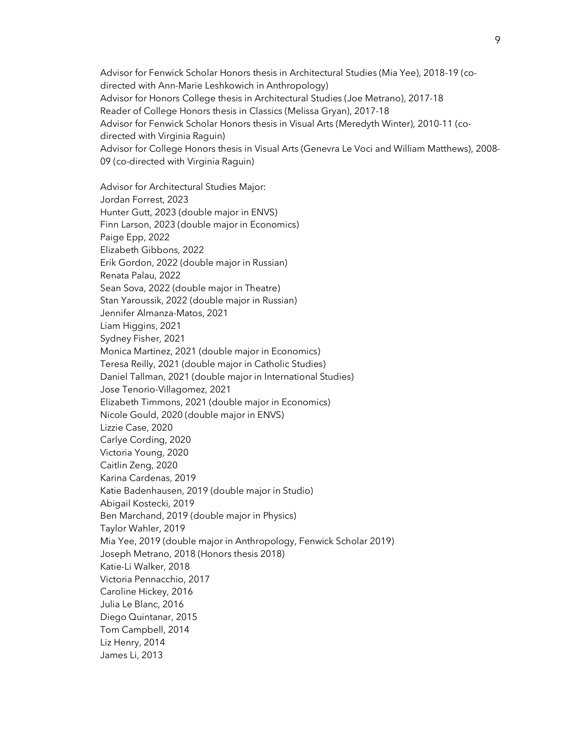Advisor for Fenwick Scholar Honors thesis in Architectural Studies (Mia Yee), 2018-19 (co-directed with Ann-Marie Leshkowich in Anthropology)
Advisor for Honors College thesis in Architectural Studies (Joe Metrano), 2017-18
Reader of College Honors thesis in Classics (Melissa Gryan), 2017-18
Advisor for Fenwick Scholar Honors thesis in Visual Arts (Meredyth Winter), 2010-11 (co-directed with Virginia Raguin)
Advisor for College Honors thesis in Visual Arts (Genevra Le Voci and William Matthews), 2008-09 (co-directed with Virginia Raguin)

Advisor for Architectural Studies Major:
Jordan Forrest, 2023
Hunter Gutt, 2023 (double major in ENVS)
Finn Larson, 2023 (double major in Economics)
Paige Epp, 2022
Elizabeth Gibbons, 2022
Erik Gordon, 2022 (double major in Russian)
Renata Palau, 2022
Sean Sova, 2022 (double major in Theatre)
Stan Yaroussik, 2022 (double major in Russian)
Jennifer Almanza-Matos, 2021
Liam Higgins, 2021
Sydney Fisher, 2021
Monica Martinez, 2021 (double major in Economics)
Teresa Reilly, 2021 (double major in Catholic Studies)
Daniel Tallman, 2021 (double major in International Studies)
Jose Tenorio-Villagomez, 2021
Elizabeth Timmons, 2021 (double major in Economics)
Nicole Gould, 2020 (double major in ENVS)
Lizzie Case, 2020
Carlye Cording, 2020
Victoria Young, 2020
Caitlin Zeng, 2020
Karina Cardenas, 2019
Katie Badenhausen, 2019 (double major in Studio)
Abigail Kostecki, 2019
Ben Marchand, 2019 (double major in Physics)
Taylor Wahler, 2019
Mia Yee, 2019 (double major in Anthropology, Fenwick Scholar 2019)
Joseph Metrano, 2018 (Honors thesis 2018)
Katie-Li Walker, 2018
Victoria Pennacchio, 2017
Caroline Hickey, 2016
Julia Le Blanc, 2016
Diego Quintanar, 2015
Tom Campbell, 2014
Liz Henry, 2014
James Li, 2013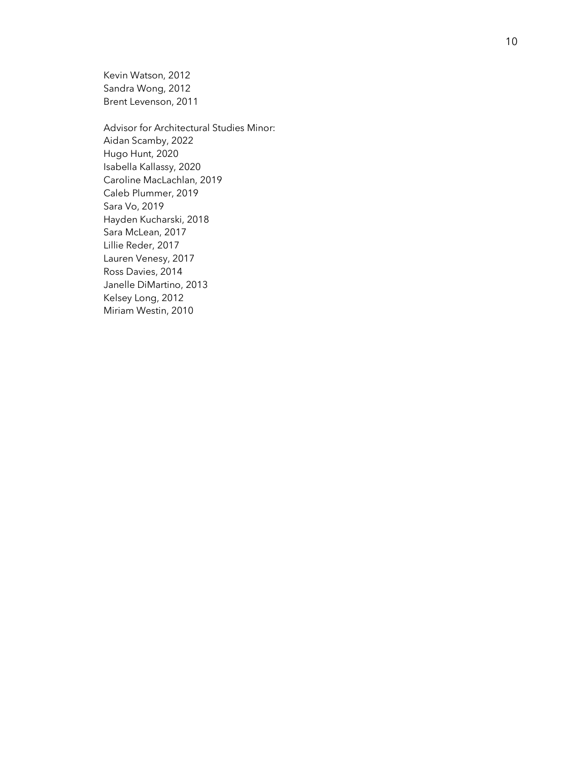Kevin Watson, 2012
Sandra Wong, 2012
Brent Levenson, 2011

Advisor for Architectural Studies Minor:
Aidan Scamby, 2022
Hugo Hunt, 2020
Isabella Kallassy, 2020
Caroline MacLachlan, 2019
Caleb Plummer, 2019
Sara Vo, 2019
Hayden Kucharski, 2018
Sara McLean, 2017
Lillie Reder, 2017
Lauren Venesy, 2017
Ross Davies, 2014
Janelle DiMartino, 2013
Kelsey Long, 2012
Miriam Westin, 2010